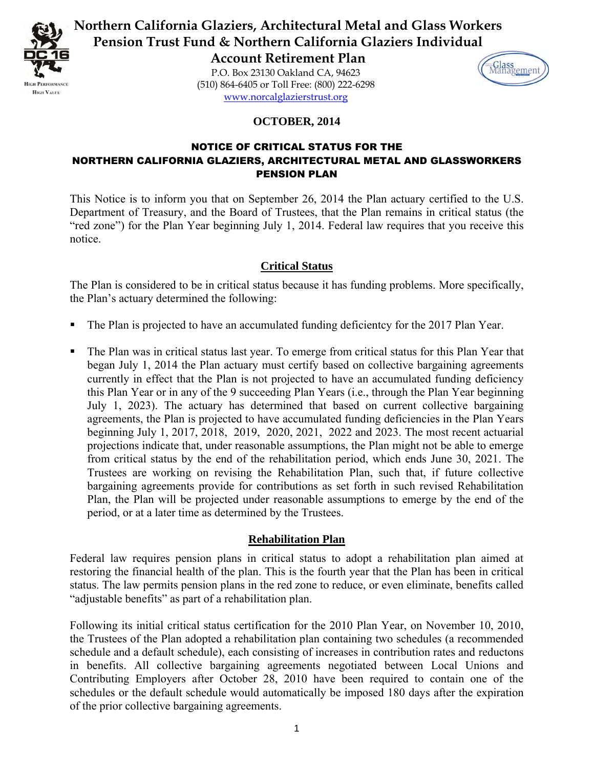# Northern California Glaziers, Architectural Metal and Glass Workers Pension Trust Fund & Northern California Glaziers Individual Account Retirement Plan

P.O. Box 23130 Oakland CA, 94623
(510) 864-6405 or Toll Free: (800) 222-6298
www.norcalglazierstrust.org

**OCTOBER, 2014**

## NOTICE OF CRITICAL STATUS FOR THE NORTHERN CALIFORNIA GLAZIERS, ARCHITECTURAL METAL AND GLASSWORKERS PENSION PLAN

This Notice is to inform you that on September 26, 2014 the Plan actuary certified to the U.S. Department of Treasury, and the Board of Trustees, that the Plan remains in critical status (the "red zone") for the Plan Year beginning July 1, 2014. Federal law requires that you receive this notice.

### Critical Status

The Plan is considered to be in critical status because it has funding problems. More specifically, the Plan's actuary determined the following:

- The Plan is projected to have an accumulated funding deficientcy for the 2017 Plan Year.
- The Plan was in critical status last year. To emerge from critical status for this Plan Year that began July 1, 2014 the Plan actuary must certify based on collective bargaining agreements currently in effect that the Plan is not projected to have an accumulated funding deficiency this Plan Year or in any of the 9 succeeding Plan Years (i.e., through the Plan Year beginning July 1, 2023). The actuary has determined that based on current collective bargaining agreements, the Plan is projected to have accumulated funding deficiencies in the Plan Years beginning July 1, 2017, 2018, 2019, 2020, 2021, 2022 and 2023. The most recent actuarial projections indicate that, under reasonable assumptions, the Plan might not be able to emerge from critical status by the end of the rehabilitation period, which ends June 30, 2021. The Trustees are working on revising the Rehabilitation Plan, such that, if future collective bargaining agreements provide for contributions as set forth in such revised Rehabilitation Plan, the Plan will be projected under reasonable assumptions to emerge by the end of the period, or at a later time as determined by the Trustees.

### Rehabilitation Plan

Federal law requires pension plans in critical status to adopt a rehabilitation plan aimed at restoring the financial health of the plan. This is the fourth year that the Plan has been in critical status. The law permits pension plans in the red zone to reduce, or even eliminate, benefits called "adjustable benefits" as part of a rehabilitation plan.

Following its initial critical status certification for the 2010 Plan Year, on November 10, 2010, the Trustees of the Plan adopted a rehabilitation plan containing two schedules (a recommended schedule and a default schedule), each consisting of increases in contribution rates and reductons in benefits. All collective bargaining agreements negotiated between Local Unions and Contributing Employers after October 28, 2010 have been required to contain one of the schedules or the default schedule would automatically be imposed 180 days after the expiration of the prior collective bargaining agreements.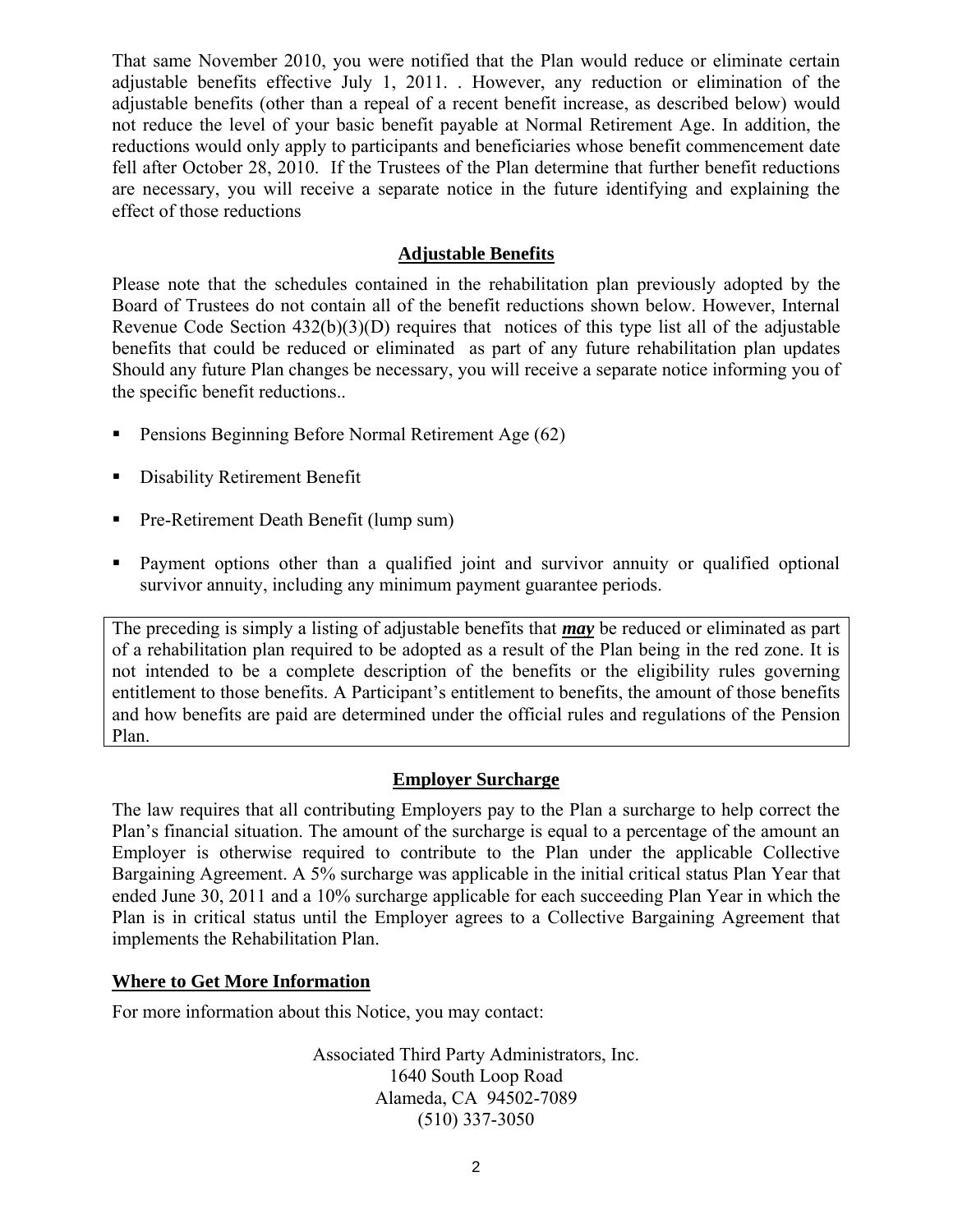That same November 2010, you were notified that the Plan would reduce or eliminate certain adjustable benefits effective July 1, 2011. . However, any reduction or elimination of the adjustable benefits (other than a repeal of a recent benefit increase, as described below) would not reduce the level of your basic benefit payable at Normal Retirement Age. In addition, the reductions would only apply to participants and beneficiaries whose benefit commencement date fell after October 28, 2010. If the Trustees of the Plan determine that further benefit reductions are necessary, you will receive a separate notice in the future identifying and explaining the effect of those reductions

## Adjustable Benefits

Please note that the schedules contained in the rehabilitation plan previously adopted by the Board of Trustees do not contain all of the benefit reductions shown below. However, Internal Revenue Code Section 432(b)(3)(D) requires that notices of this type list all of the adjustable benefits that could be reduced or eliminated as part of any future rehabilitation plan updates Should any future Plan changes be necessary, you will receive a separate notice informing you of the specific benefit reductions..

- Pensions Beginning Before Normal Retirement Age (62)
- Disability Retirement Benefit
- Pre-Retirement Death Benefit (lump sum)
- Payment options other than a qualified joint and survivor annuity or qualified optional survivor annuity, including any minimum payment guarantee periods.

The preceding is simply a listing of adjustable benefits that ***may*** be reduced or eliminated as part of a rehabilitation plan required to be adopted as a result of the Plan being in the red zone. It is not intended to be a complete description of the benefits or the eligibility rules governing entitlement to those benefits. A Participant's entitlement to benefits, the amount of those benefits and how benefits are paid are determined under the official rules and regulations of the Pension Plan.

## Employer Surcharge

The law requires that all contributing Employers pay to the Plan a surcharge to help correct the Plan's financial situation. The amount of the surcharge is equal to a percentage of the amount an Employer is otherwise required to contribute to the Plan under the applicable Collective Bargaining Agreement. A 5% surcharge was applicable in the initial critical status Plan Year that ended June 30, 2011 and a 10% surcharge applicable for each succeeding Plan Year in which the Plan is in critical status until the Employer agrees to a Collective Bargaining Agreement that implements the Rehabilitation Plan.

## Where to Get More Information

For more information about this Notice, you may contact:

Associated Third Party Administrators, Inc.
1640 South Loop Road
Alameda, CA 94502-7089
(510) 337-3050